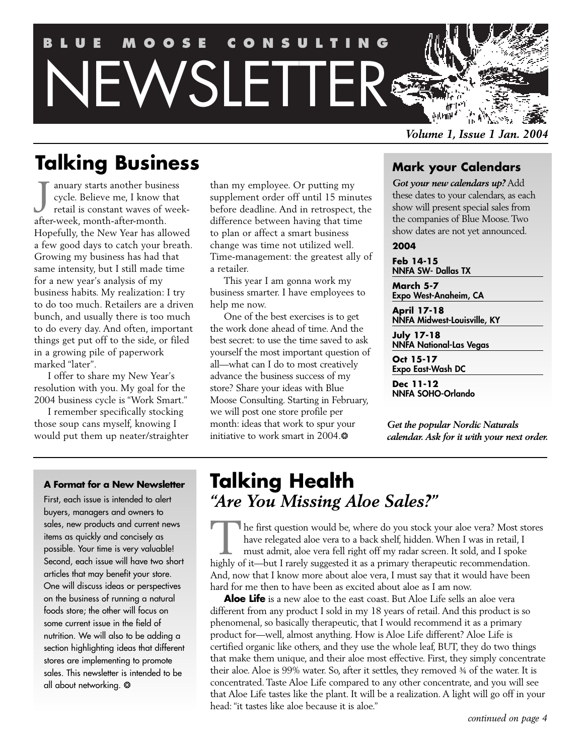# BLUE MOOSE CONSULTING NEWSLETTER

*Volume 1, Issue 1 Jan. 2004*

## Talking Business

January starts another business cycle. Believe me, I know that retail is constant waves of week-after-week, month-after-month. Hopefully, the New Year has allowed a few good days to catch your breath. Growing my business has had that same intensity, but I still made time for a new year's analysis of my business habits. My realization: I try to do too much. Retailers are a driven bunch, and usually there is too much to do every day. And often, important things get put off to the side, or filed in a growing pile of paperwork marked "later".

I offer to share my New Year's resolution with you. My goal for the 2004 business cycle is "Work Smart."

I remember specifically stocking those soup cans myself, knowing I would put them up neater/straighter than my employee. Or putting my supplement order off until 15 minutes before deadline. And in retrospect, the difference between having that time to plan or affect a smart business change was time not utilized well. Time-management: the greatest ally of a retailer.

This year I am gonna work my business smarter. I have employees to help me now.

One of the best exercises is to get the work done ahead of time. And the best secret: to use the time saved to ask yourself the most important question of all—what can I do to most creatively advance the business success of my store? Share your ideas with Blue Moose Consulting. Starting in February, we will post one store profile per month: ideas that work to spur your initiative to work smart in 2004.❂

### Mark your Calendars

***Got your new calendars up?*** Add these dates to your calendars, as each show will present special sales from the companies of Blue Moose. Two show dates are not yet announced.

**2004**

**Feb 14-15**
**NNFA SW- Dallas TX**

**March 5-7**
**Expo West-Anaheim, CA**

**April 17-18**
**NNFA Midwest-Louisville, KY**

**July 17-18**
**NNFA National-Las Vegas**

**Oct 15-17**
**Expo East-Wash DC**

**Dec 11-12**
**NNFA SOHO-Orlando**

***Get the popular Nordic Naturals calendar. Ask for it with your next order.***

### A Format for a New Newsletter

First, each issue is intended to alert buyers, managers and owners to sales, new products and current news items as quickly and concisely as possible. Your time is very valuable! Second, each issue will have two short articles that may benefit your store. One will discuss ideas or perspectives on the business of running a natural foods store; the other will focus on some current issue in the field of nutrition. We will also to be adding a section highlighting ideas that different stores are implementing to promote sales. This newsletter is intended to be all about networking. ❂

## Talking Health
### *"Are You Missing Aloe Sales?"*

The first question would be, where do you stock your aloe vera? Most stores have relegated aloe vera to a back shelf, hidden. When I was in retail, I must admit, aloe vera fell right off my radar screen. It sold, and I spoke highly of it—but I rarely suggested it as a primary therapeutic recommendation. And, now that I know more about aloe vera, I must say that it would have been hard for me then to have been as excited about aloe as I am now.

**Aloe Life** is a new aloe to the east coast. But Aloe Life sells an aloe vera different from any product I sold in my 18 years of retail. And this product is so phenomenal, so basically therapeutic, that I would recommend it as a primary product for—well, almost anything. How is Aloe Life different? Aloe Life is certified organic like others, and they use the whole leaf, BUT, they do two things that make them unique, and their aloe most effective. First, they simply concentrate their aloe. Aloe is 99% water. So, after it settles, they removed ¾ of the water. It is concentrated. Taste Aloe Life compared to any other concentrate, and you will see that Aloe Life tastes like the plant. It will be a realization. A light will go off in your head: "it tastes like aloe because it is aloe."

*continued on page 4*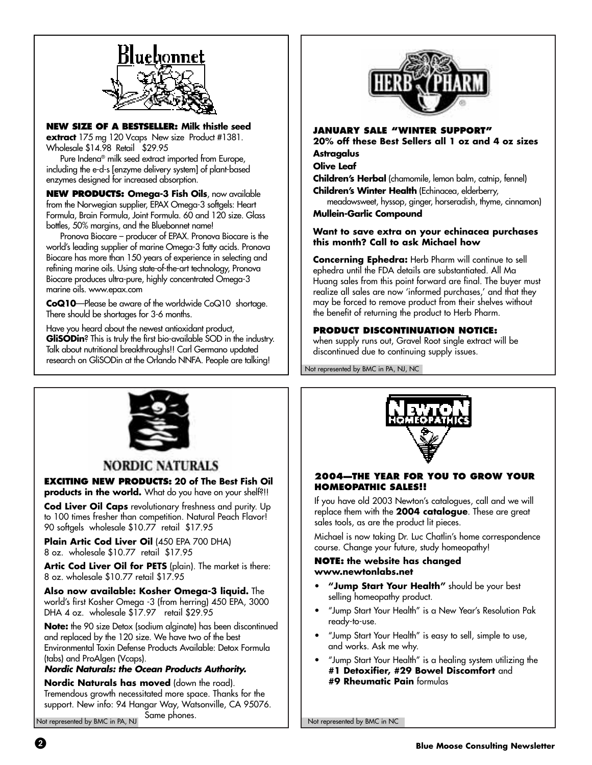## Bluebonnet

**NEW SIZE OF A BESTSELLER: Milk thistle seed extract** 175 mg 120 Vcaps New size Product #1381. Wholesale $14.98 Retail $29.95

Pure Indena® milk seed extract imported from Europe, including the e-d-s [enzyme delivery system] of plant-based enzymes designed for increased absorption.

**NEW PRODUCTS: Omega-3 Fish Oils**, now available from the Norwegian supplier, EPAX Omega-3 softgels: Heart Formula, Brain Formula, Joint Formula. 60 and 120 size. Glass bottles, 50% margins, and the Bluebonnet name!

Pronova Biocare – producer of EPAX. Pronova Biocare is the world's leading supplier of marine Omega-3 fatty acids. Pronova Biocare has more than 150 years of experience in selecting and refining marine oils. Using state-of-the-art technology, Pronova Biocare produces ultra-pure, highly concentrated Omega-3 marine oils. www.epax.com

**CoQ10**—Please be aware of the worldwide CoQ10 shortage. There should be shortages for 3-6 months.

Have you heard about the newest antioxidant product, **GliSODin**? This is truly the first bio-available SOD in the industry. Talk about nutritional breakthroughs!! Carl Germano updated research on GliSODin at the Orlando NNFA. People are talking!

## Herb Pharm

**JANUARY SALE "WINTER SUPPORT"**
**20% off these Best Sellers all 1 oz and 4 oz sizes**

**Astragalus**

**Olive Leaf**

**Children's Herbal** (chamomile, lemon balm, catnip, fennel)

**Children's Winter Health** (Echinacea, elderberry, meadowsweet, hyssop, ginger, horseradish, thyme, cinnamon)

**Mullein-Garlic Compound**

**Want to save extra on your echinacea purchases this month? Call to ask Michael how**

**Concerning Ephedra:** Herb Pharm will continue to sell ephedra until the FDA details are substantiated. All Ma Huang sales from this point forward are final. The buyer must realize all sales are now 'informed purchases,' and that they may be forced to remove product from their shelves without the benefit of returning the product to Herb Pharm.

**PRODUCT DISCONTINUATION NOTICE:** when supply runs out, Gravel Root single extract will be discontinued due to continuing supply issues.

Not represented by BMC in PA, NJ, NC

## Nordic Naturals

**EXCITING NEW PRODUCTS: 20 of The Best Fish Oil products in the world.** What do you have on your shelf?!!

**Cod Liver Oil Caps** revolutionary freshness and purity. Up to 100 times fresher than competition. Natural Peach Flavor! 90 softgels wholesale $10.77 retail $17.95

**Plain Artic Cod Liver Oil** (450 EPA 700 DHA) 8 oz. wholesale $10.77 retail $17.95

**Artic Cod Liver Oil for PETS** (plain). The market is there: 8 oz. wholesale $10.77 retail $17.95

**Also now available: Kosher Omega-3 liquid.** The world's first Kosher Omega -3 (from herring) 450 EPA, 3000 DHA 4 oz. wholesale $17.97 retail $29.95

**Note:** the 90 size Detox (sodium alginate) has been discontinued and replaced by the 120 size. We have two of the best Environmental Toxin Defense Products Available: Detox Formula (tabs) and ProAlgen (Vcaps).

***Nordic Naturals: the Ocean Products Authority.***

**Nordic Naturals has moved** (down the road). Tremendous growth necessitated more space. Thanks for the support. New info: 94 Hangar Way, Watsonville, CA 95076. Same phones.

Not represented by BMC in PA, NJ

## Newton Homeopathics

**2004—THE YEAR FOR YOU TO GROW YOUR HOMEOPATHIC SALES!!**

If you have old 2003 Newton's catalogues, call and we will replace them with the **2004 catalogue**. These are great sales tools, as are the product lit pieces.

Michael is now taking Dr. Luc Chatlin's home correspondence course. Change your future, study homeopathy!

**NOTE: the website has changed www.newtonlabs.net**

- **"Jump Start Your Health"** should be your best selling homeopathy product.
- "Jump Start Your Health" is a New Year's Resolution Pak ready-to-use.
- "Jump Start Your Health" is easy to sell, simple to use, and works. Ask me why.
- "Jump Start Your Health" is a healing system utilizing the **#1 Detoxifier, #29 Bowel Discomfort** and **#9 Rheumatic Pain** formulas

Not represented by BMC in NC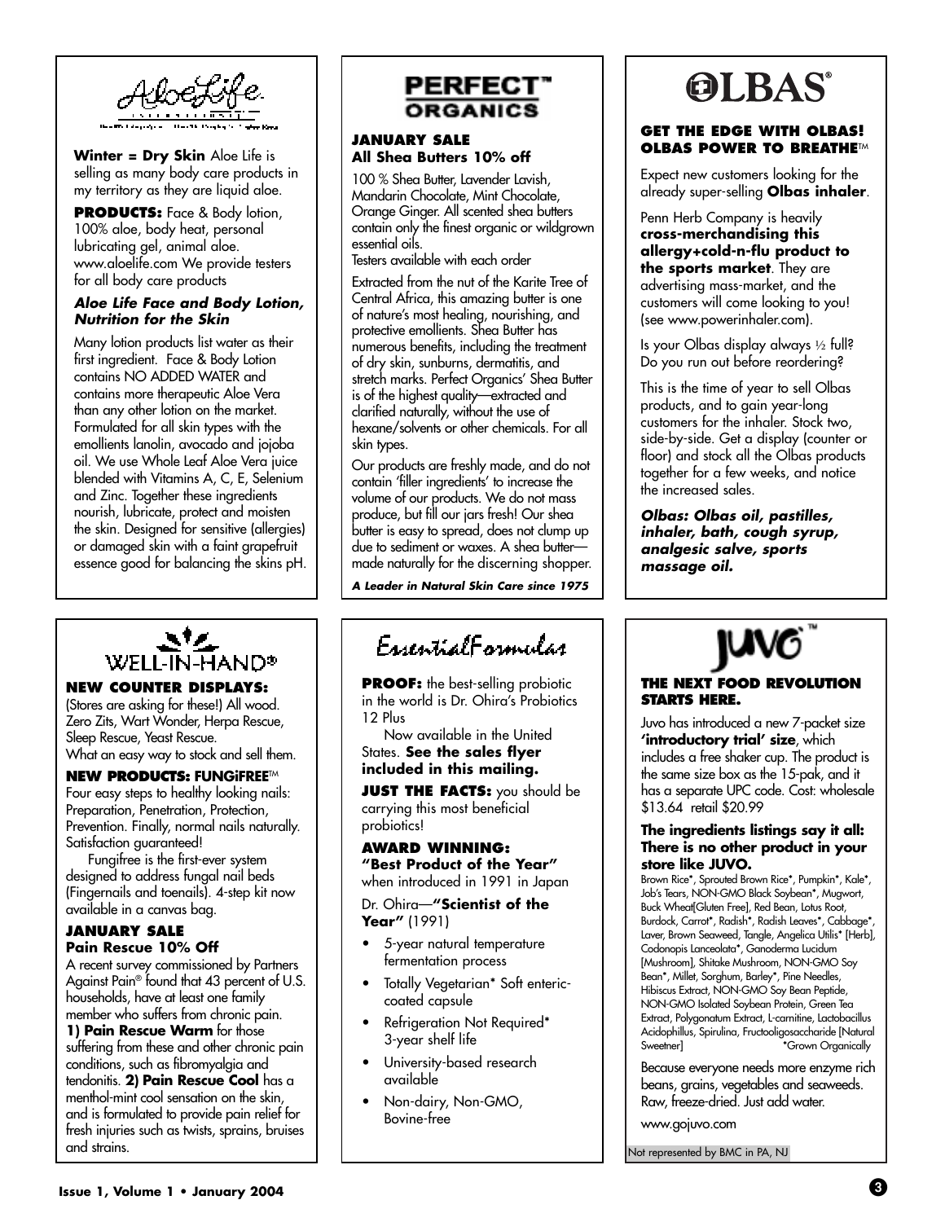## AloeLife

**Winter = Dry Skin** Aloe Life is selling as many body care products in my territory as they are liquid aloe.

**PRODUCTS:** Face & Body lotion, 100% aloe, body heat, personal lubricating gel, animal aloe. www.aloelife.com We provide testers for all body care products

***Aloe Life Face and Body Lotion, Nutrition for the Skin***

Many lotion products list water as their first ingredient. Face & Body Lotion contains NO ADDED WATER and contains more therapeutic Aloe Vera than any other lotion on the market. Formulated for all skin types with the emollients lanolin, avocado and jojoba oil. We use Whole Leaf Aloe Vera juice blended with Vitamins A, C, E, Selenium and Zinc. Together these ingredients nourish, lubricate, protect and moisten the skin. Designed for sensitive (allergies) or damaged skin with a faint grapefruit essence good for balancing the skins pH.

## PERFECT™ ORGANICS

**JANUARY SALE**
**All Shea Butters 10% off**

100 % Shea Butter, Lavender Lavish, Mandarin Chocolate, Mint Chocolate, Orange Ginger. All scented shea butters contain only the finest organic or wildgrown essential oils.
Testers available with each order

Extracted from the nut of the Karite Tree of Central Africa, this amazing butter is one of nature's most healing, nourishing, and protective emollients. Shea Butter has numerous benefits, including the treatment of dry skin, sunburns, dermatitis, and stretch marks. Perfect Organics' Shea Butter is of the highest quality—extracted and clarified naturally, without the use of hexane/solvents or other chemicals. For all skin types.

Our products are freshly made, and do not contain 'filler ingredients' to increase the volume of our products. We do not mass produce, but fill our jars fresh! Our shea butter is easy to spread, does not clump up due to sediment or waxes. A shea butter—made naturally for the discerning shopper.

***A Leader in Natural Skin Care since 1975***

## OLBAS®

**GET THE EDGE WITH OLBAS! OLBAS POWER TO BREATHE™**

Expect new customers looking for the already super-selling **Olbas inhaler**.

Penn Herb Company is heavily **cross-merchandising this allergy+cold-n-flu product to the sports market**. They are advertising mass-market, and the customers will come looking to you! (see www.powerinhaler.com).

Is your Olbas display always ½ full? Do you run out before reordering?

This is the time of year to sell Olbas products, and to gain year-long customers for the inhaler. Stock two, side-by-side. Get a display (counter or floor) and stock all the Olbas products together for a few weeks, and notice the increased sales.

***Olbas: Olbas oil, pastilles, inhaler, bath, cough syrup, analgesic salve, sports massage oil.***

## WELL-IN-HAND®

**NEW COUNTER DISPLAYS:**
(Stores are asking for these!) All wood. Zero Zits, Wart Wonder, Herpa Rescue, Sleep Rescue, Yeast Rescue.
What an easy way to stock and sell them.

**NEW PRODUCTS: FUNGiFREE™**
Four easy steps to healthy looking nails: Preparation, Penetration, Protection, Prevention. Finally, normal nails naturally. Satisfaction guaranteed!

Fungifree is the first-ever system designed to address fungal nail beds (Fingernails and toenails). 4-step kit now available in a canvas bag.

**JANUARY SALE**
**Pain Rescue 10% Off**

A recent survey commissioned by Partners Against Pain® found that 43 percent of U.S. households, have at least one family member who suffers from chronic pain.
**1) Pain Rescue Warm** for those suffering from these and other chronic pain conditions, such as fibromyalgia and tendonitis. **2) Pain Rescue Cool** has a menthol-mint cool sensation on the skin, and is formulated to provide pain relief for fresh injuries such as twists, sprains, bruises and strains.

## EssentialFormulas

**PROOF:** the best-selling probiotic in the world is Dr. Ohira's Probiotics 12 Plus

Now available in the United States. **See the sales flyer included in this mailing.**

**JUST THE FACTS:** you should be carrying this most beneficial probiotics!

**AWARD WINNING:**
**"Best Product of the Year"** when introduced in 1991 in Japan

Dr. Ohira—**"Scientist of the Year"** (1991)

- 5-year natural temperature fermentation process
- Totally Vegetarian* Soft enteric-coated capsule
- Refrigeration Not Required* 3-year shelf life
- University-based research available
- Non-dairy, Non-GMO, Bovine-free

## JUVO™

**THE NEXT FOOD REVOLUTION STARTS HERE.**

Juvo has introduced a new 7-packet size **'introductory trial' size**, which includes a free shaker cup. The product is the same size box as the 15-pak, and it has a separate UPC code. Cost: wholesale $13.64 retail $20.99

**The ingredients listings say it all: There is no other product in your store like JUVO.**

Brown Rice*, Sprouted Brown Rice*, Pumpkin*, Kale*, Job's Tears, NON-GMO Black Soybean*, Mugwort, Buck Wheat[Gluten Free], Red Bean, Lotus Root, Burdock, Carrot*, Radish*, Radish Leaves*, Cabbage*, Laver, Brown Seaweed, Tangle, Angelica Utilis* [Herb], Codonopis Lanceolata*, Ganoderma Lucidum [Mushroom], Shitake Mushroom, NON-GMO Soy Bean*, Millet, Sorghum, Barley*, Pine Needles, Hibiscus Extract, NON-GMO Soy Bean Peptide, NON-GMO Isolated Soybean Protein, Green Tea Extract, Polygonatum Extract, L-carnitine, Lactobacillus Acidophillus, Spirulina, Fructooligosaccharide [Natural Sweetner] *Grown Organically

Because everyone needs more enzyme rich beans, grains, vegetables and seaweeds. Raw, freeze-dried. Just add water.

www.gojuvo.com

Not represented by BMC in PA, NJ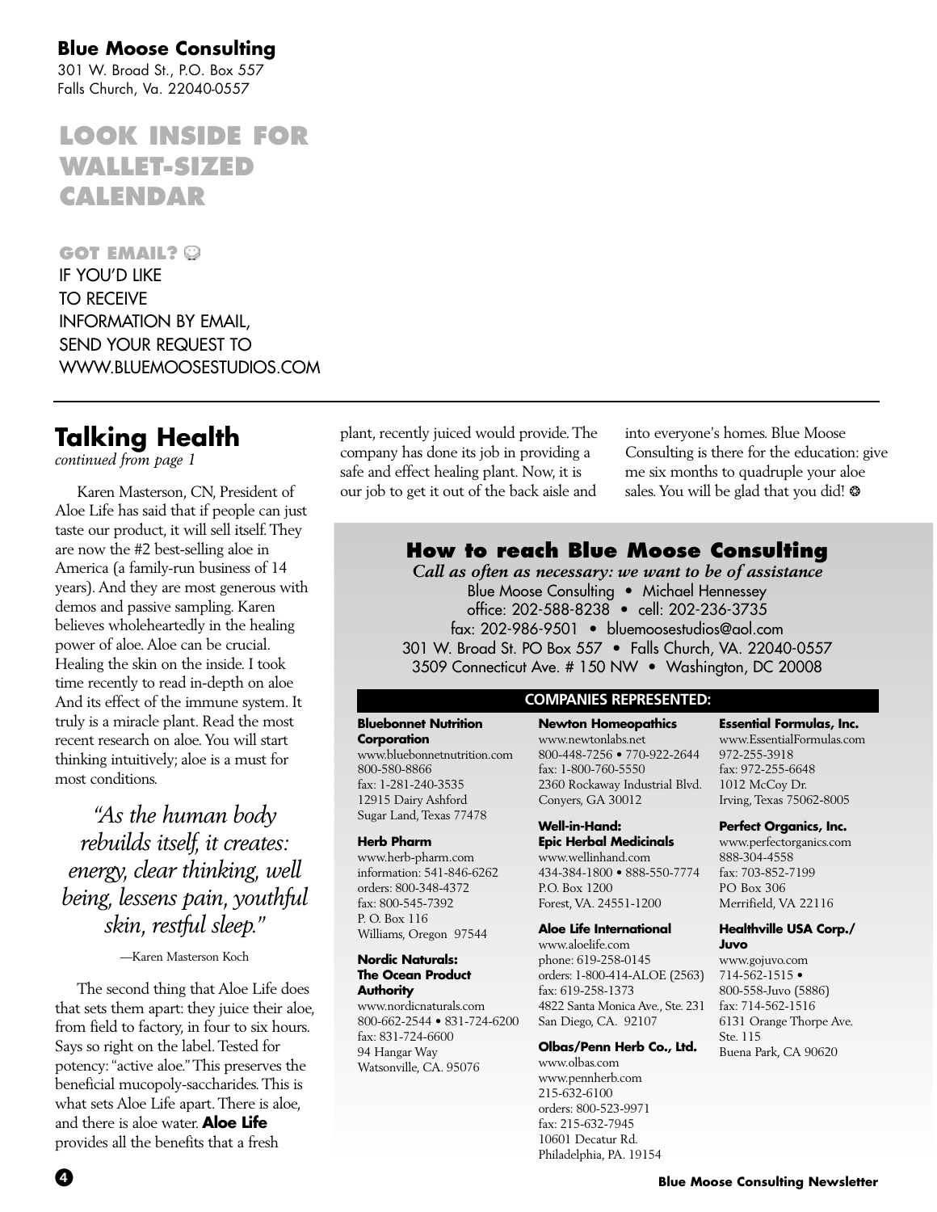**Blue Moose Consulting**
301 W. Broad St., P.O. Box 557
Falls Church, Va. 22040-0557

## LOOK INSIDE FOR WALLET-SIZED CALENDAR

**GOT EMAIL?**
IF YOU'D LIKE TO RECEIVE INFORMATION BY EMAIL, SEND YOUR REQUEST TO WWW.BLUEMOOSESTUDIOS.COM

---

## Talking Health

*continued from page 1*

Karen Masterson, CN, President of Aloe Life has said that if people can just taste our product, it will sell itself. They are now the #2 best-selling aloe in America (a family-run business of 14 years). And they are most generous with demos and passive sampling. Karen believes wholeheartedly in the healing power of aloe. Aloe can be crucial. Healing the skin on the inside. I took time recently to read in-depth on aloe And its effect of the immune system. It truly is a miracle plant. Read the most recent research on aloe. You will start thinking intuitively; aloe is a must for most conditions.

> *"As the human body rebuilds itself, it creates: energy, clear thinking, well being, lessens pain, youthful skin, restful sleep."*
>
> —Karen Masterson Koch

The second thing that Aloe Life does that sets them apart: they juice their aloe, from field to factory, in four to six hours. Says so right on the label. Tested for potency: "active aloe." This preserves the beneficial mucopoly-saccharides. This is what sets Aloe Life apart. There is aloe, and there is aloe water. **Aloe Life** provides all the benefits that a fresh plant, recently juiced would provide. The company has done its job in providing a safe and effect healing plant. Now, it is our job to get it out of the back aisle and into everyone's homes. Blue Moose Consulting is there for the education: give me six months to quadruple your aloe sales. You will be glad that you did!

### How to reach Blue Moose Consulting

***Call as often as necessary: we want to be of assistance***

Blue Moose Consulting • Michael Hennessey
office: 202-588-8238 • cell: 202-236-3735
fax: 202-986-9501 • bluemoosestudios@aol.com
301 W. Broad St. PO Box 557 • Falls Church, VA. 22040-0557
3509 Connecticut Ave. # 150 NW • Washington, DC 20008

#### COMPANIES REPRESENTED:

**Bluebonnet Nutrition Corporation**
www.bluebonnetnutrition.com
800-580-8866
fax: 1-281-240-3535
12915 Dairy Ashford
Sugar Land, Texas 77478

**Herb Pharm**
www.herb-pharm.com
information: 541-846-6262
orders: 800-348-4372
fax: 800-545-7392
P. O. Box 116
Williams, Oregon 97544

**Nordic Naturals: The Ocean Product Authority**
www.nordicnaturals.com
800-662-2544 • 831-724-6200
fax: 831-724-6600
94 Hangar Way
Watsonville, CA. 95076

**Newton Homeopathics**
www.newtonlabs.net
800-448-7256 • 770-922-2644
fax: 1-800-760-5550
2360 Rockaway Industrial Blvd.
Conyers, GA 30012

**Well-in-Hand: Epic Herbal Medicinals**
www.wellinhand.com
434-384-1800 • 888-550-7774
P.O. Box 1200
Forest, VA. 24551-1200

**Aloe Life International**
www.aloelife.com
phone: 619-258-0145
orders: 1-800-414-ALOE (2563)
fax: 619-258-1373
4822 Santa Monica Ave., Ste. 231
San Diego, CA. 92107

**Olbas/Penn Herb Co., Ltd.**
www.olbas.com
www.pennherb.com
215-632-6100
orders: 800-523-9971
fax: 215-632-7945
10601 Decatur Rd.
Philadelphia, PA. 19154

**Essential Formulas, Inc.**
www.EssentialFormulas.com
972-255-3918
fax: 972-255-6648
1012 McCoy Dr.
Irving, Texas 75062-8005

**Perfect Organics, Inc.**
www.perfectorganics.com
888-304-4558
fax: 703-852-7199
PO Box 306
Merrifield, VA 22116

**Healthville USA Corp./ Juvo**
www.gojuvo.com
714-562-1515 •
800-558-Juvo (5886)
fax: 714-562-1516
6131 Orange Thorpe Ave.
Ste. 115
Buena Park, CA 90620